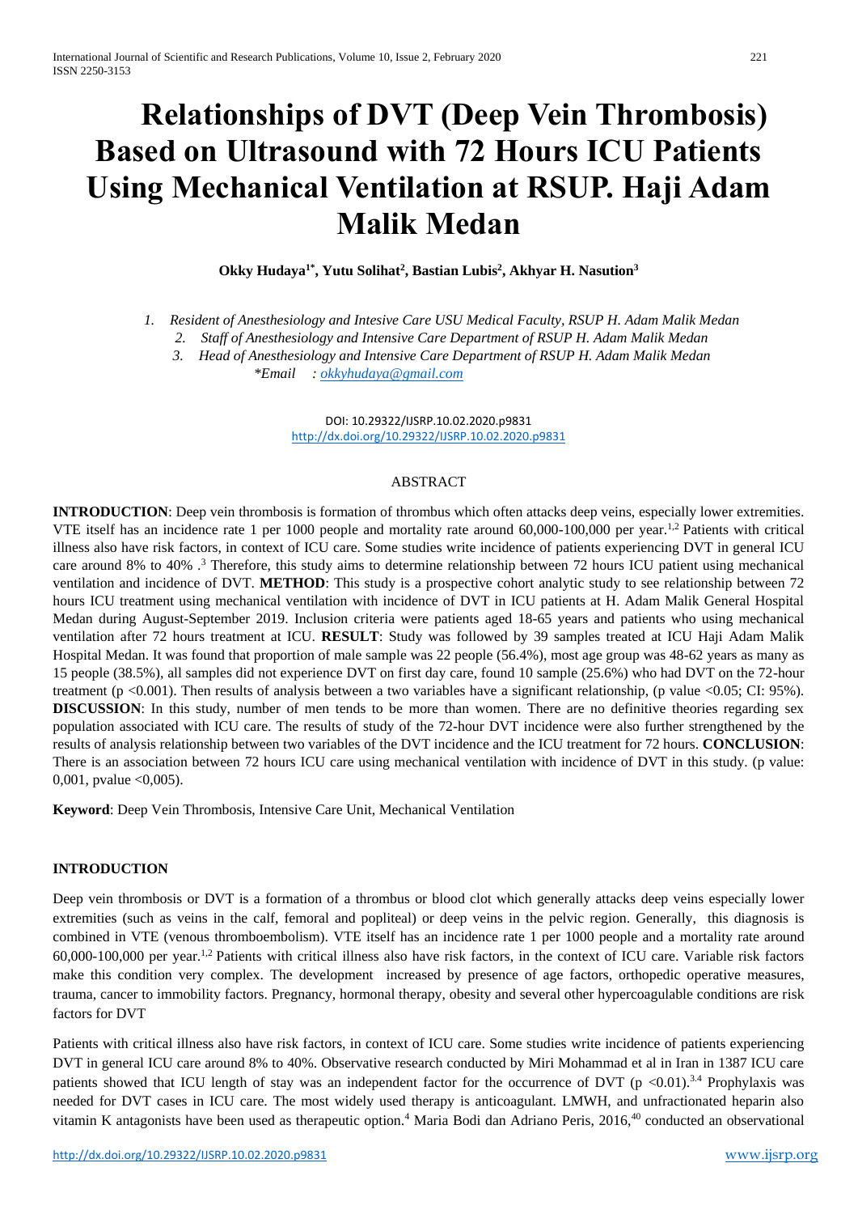# Relationships of DVT (Deep Vein Thrombosis) Based on Ultrasound with 72 Hours ICU Patients Using Mechanical Ventilation at RSUP. Haji Adam Malik Medan

**Okky Hudaya[1*], Yutu Solihat[2], Bastian Lubis[2], Akhyar H. Nasution[3]**

1. *Resident of Anesthesiology and Intesive Care USU Medical Faculty, RSUP H. Adam Malik Medan*
2. *Staff of Anesthesiology and Intensive Care Department of RSUP H. Adam Malik Medan*
3. *Head of Anesthesiology and Intensive Care Department of RSUP H. Adam Malik Medan*

*\*Email : okkyhudaya@gmail.com*

DOI: 10.29322/IJSRP.10.02.2020.p9831
http://dx.doi.org/10.29322/IJSRP.10.02.2020.p9831

## ABSTRACT

**INTRODUCTION**: Deep vein thrombosis is formation of thrombus which often attacks deep veins, especially lower extremities. VTE itself has an incidence rate 1 per 1000 people and mortality rate around 60,000-100,000 per year.[1,2] Patients with critical illness also have risk factors, in context of ICU care. Some studies write incidence of patients experiencing DVT in general ICU care around 8% to 40% .[3] Therefore, this study aims to determine relationship between 72 hours ICU patient using mechanical ventilation and incidence of DVT. **METHOD**: This study is a prospective cohort analytic study to see relationship between 72 hours ICU treatment using mechanical ventilation with incidence of DVT in ICU patients at H. Adam Malik General Hospital Medan during August-September 2019. Inclusion criteria were patients aged 18-65 years and patients who using mechanical ventilation after 72 hours treatment at ICU. **RESULT**: Study was followed by 39 samples treated at ICU Haji Adam Malik Hospital Medan. It was found that proportion of male sample was 22 people (56.4%), most age group was 48-62 years as many as 15 people (38.5%), all samples did not experience DVT on first day care, found 10 sample (25.6%) who had DVT on the 72-hour treatment ($p < 0.001$). Then results of analysis between a two variables have a significant relationship, ($p$ value $< 0.05$; CI: 95%). **DISCUSSION**: In this study, number of men tends to be more than women. There are no definitive theories regarding sex population associated with ICU care. The results of study of the 72-hour DVT incidence were also further strengthened by the results of analysis relationship between two variables of the DVT incidence and the ICU treatment for 72 hours. **CONCLUSION**: There is an association between 72 hours ICU care using mechanical ventilation with incidence of DVT in this study. (p value: 0,001, pvalue <0,005).

**Keyword**: Deep Vein Thrombosis, Intensive Care Unit, Mechanical Ventilation

## INTRODUCTION

Deep vein thrombosis or DVT is a formation of a thrombus or blood clot which generally attacks deep veins especially lower extremities (such as veins in the calf, femoral and popliteal) or deep veins in the pelvic region. Generally, this diagnosis is combined in VTE (venous thromboembolism). VTE itself has an incidence rate 1 per 1000 people and a mortality rate around 60,000-100,000 per year.[1,2] Patients with critical illness also have risk factors, in the context of ICU care. Variable risk factors make this condition very complex. The development increased by presence of age factors, orthopedic operative measures, trauma, cancer to immobility factors. Pregnancy, hormonal therapy, obesity and several other hypercoagulable conditions are risk factors for DVT

Patients with critical illness also have risk factors, in context of ICU care. Some studies write incidence of patients experiencing DVT in general ICU care around 8% to 40%. Observative research conducted by Miri Mohammad et al in Iran in 1387 ICU care patients showed that ICU length of stay was an independent factor for the occurrence of DVT ($p < 0.01$).[3.4] Prophylaxis was needed for DVT cases in ICU care. The most widely used therapy is anticoagulant. LMWH, and unfractionated heparin also vitamin K antagonists have been used as therapeutic option.[4] Maria Bodi dan Adriano Peris, 2016,[40] conducted an observational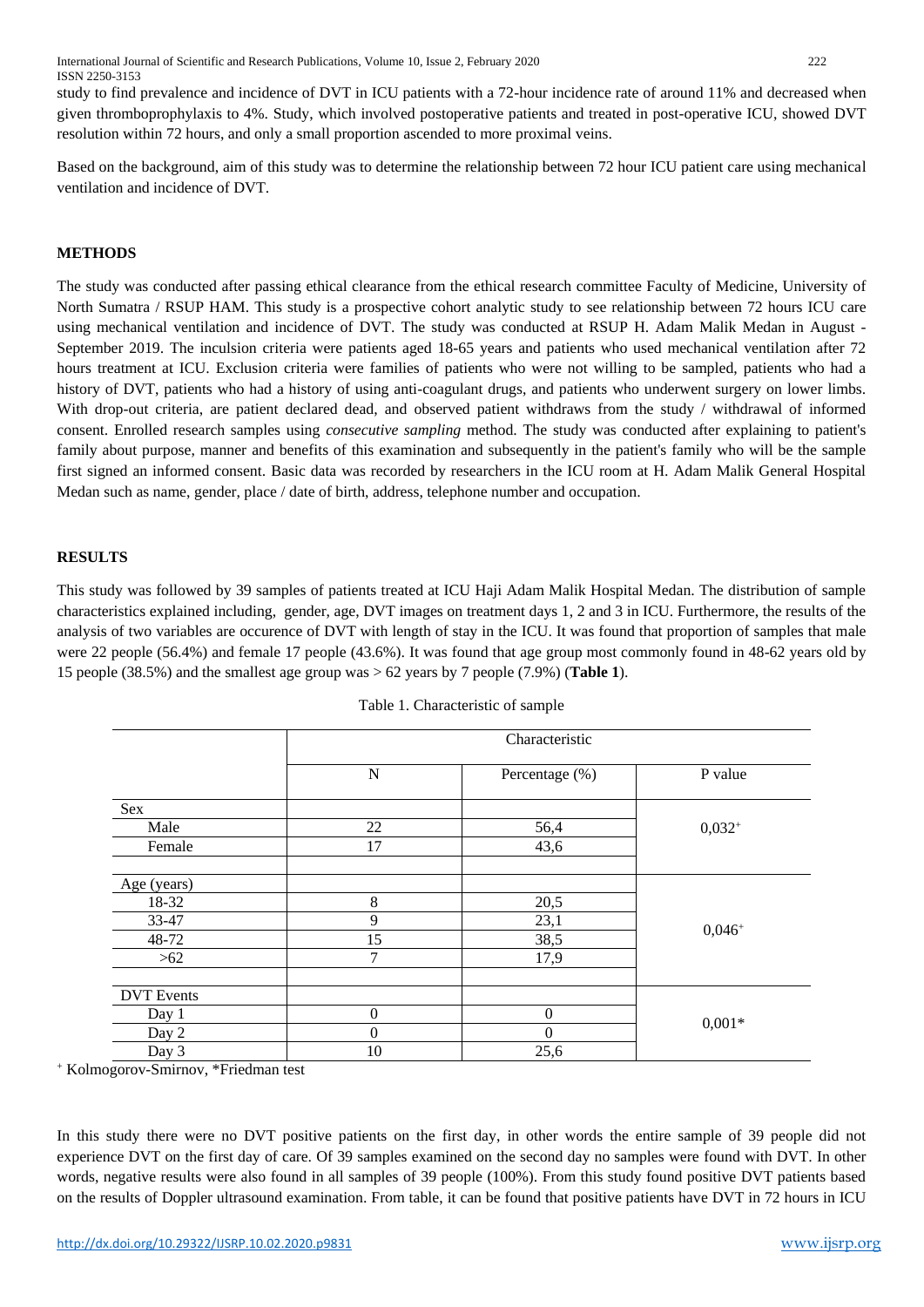study to find prevalence and incidence of DVT in ICU patients with a 72-hour incidence rate of around 11% and decreased when given thromboprophylaxis to 4%. Study, which involved postoperative patients and treated in post-operative ICU, showed DVT resolution within 72 hours, and only a small proportion ascended to more proximal veins.

Based on the background, aim of this study was to determine the relationship between 72 hour ICU patient care using mechanical ventilation and incidence of DVT.

## METHODS

The study was conducted after passing ethical clearance from the ethical research committee Faculty of Medicine, University of North Sumatra / RSUP HAM. This study is a prospective cohort analytic study to see relationship between 72 hours ICU care using mechanical ventilation and incidence of DVT. The study was conducted at RSUP H. Adam Malik Medan in August - September 2019. The inculsion criteria were patients aged 18-65 years and patients who used mechanical ventilation after 72 hours treatment at ICU. Exclusion criteria were families of patients who were not willing to be sampled, patients who had a history of DVT, patients who had a history of using anti-coagulant drugs, and patients who underwent surgery on lower limbs. With drop-out criteria, are patient declared dead, and observed patient withdraws from the study / withdrawal of informed consent. Enrolled research samples using *consecutive sampling* method. The study was conducted after explaining to patient's family about purpose, manner and benefits of this examination and subsequently in the patient's family who will be the sample first signed an informed consent. Basic data was recorded by researchers in the ICU room at H. Adam Malik General Hospital Medan such as name, gender, place / date of birth, address, telephone number and occupation.

## RESULTS

This study was followed by 39 samples of patients treated at ICU Haji Adam Malik Hospital Medan. The distribution of sample characteristics explained including, gender, age, DVT images on treatment days 1, 2 and 3 in ICU. Furthermore, the results of the analysis of two variables are occurence of DVT with length of stay in the ICU. It was found that proportion of samples that male were 22 people (56.4%) and female 17 people (43.6%). It was found that age group most commonly found in 48-62 years old by 15 people (38.5%) and the smallest age group was > 62 years by 7 people (7.9%) (**Table 1**).

Table 1. Characteristic of sample

| | Characteristic | | |
|---|---|---|---|
| | N | Percentage (%) | P value |
| Sex | | | |
| Male | 22 | 56,4 | 0,032[+] |
| Female | 17 | 43,6 | |
| Age (years) | | | |
| 18-32 | 8 | 20,5 | |
| 33-47 | 9 | 23,1 | 0,046[+] |
| 48-72 | 15 | 38,5 | |
| >62 | 7 | 17,9 | |
| DVT Events | | | |
| Day 1 | 0 | 0 | |
| Day 2 | 0 | 0 | 0,001* |
| Day 3 | 10 | 25,6 | |

[+] Kolmogorov-Smirnov, *Friedman test

In this study there were no DVT positive patients on the first day, in other words the entire sample of 39 people did not experience DVT on the first day of care. Of 39 samples examined on the second day no samples were found with DVT. In other words, negative results were also found in all samples of 39 people (100%). From this study found positive DVT patients based on the results of Doppler ultrasound examination. From table, it can be found that positive patients have DVT in 72 hours in ICU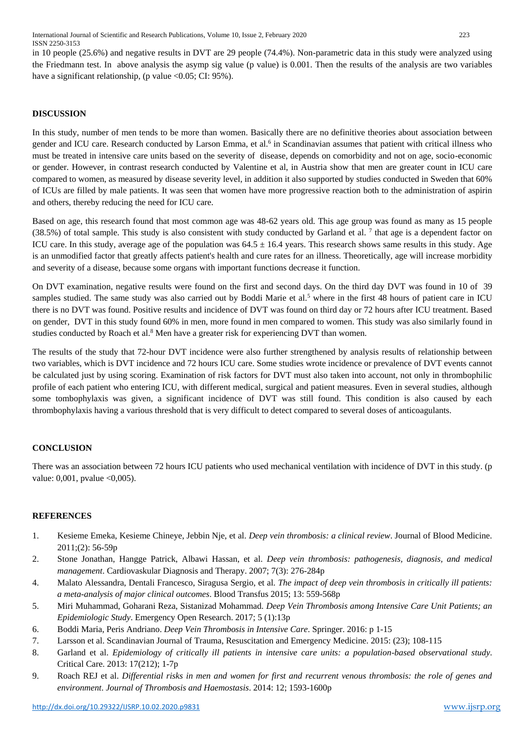in 10 people (25.6%) and negative results in DVT are 29 people (74.4%). Non-parametric data in this study were analyzed using the Friedmann test. In above analysis the asymp sig value (p value) is 0.001. Then the results of the analysis are two variables have a significant relationship, (p value <0.05; CI: 95%).

## DISCUSSION

In this study, number of men tends to be more than women. Basically there are no definitive theories about association between gender and ICU care. Research conducted by Larson Emma, et al.[6] in Scandinavian assumes that patient with critical illness who must be treated in intensive care units based on the severity of disease, depends on comorbidity and not on age, socio-economic or gender. However, in contrast research conducted by Valentine et al, in Austria show that men are greater count in ICU care compared to women, as measured by disease severity level, in addition it also supported by studies conducted in Sweden that 60% of ICUs are filled by male patients. It was seen that women have more progressive reaction both to the administration of aspirin and others, thereby reducing the need for ICU care.

Based on age, this research found that most common age was 48-62 years old. This age group was found as many as 15 people (38.5%) of total sample. This study is also consistent with study conducted by Garland et al. [7] that age is a dependent factor on ICU care. In this study, average age of the population was $64.5 \pm 16.4$ years. This research shows same results in this study. Age is an unmodified factor that greatly affects patient's health and cure rates for an illness. Theoretically, age will increase morbidity and severity of a disease, because some organs with important functions decrease it function.

On DVT examination, negative results were found on the first and second days. On the third day DVT was found in 10 of 39 samples studied. The same study was also carried out by Boddi Marie et al.[5] where in the first 48 hours of patient care in ICU there is no DVT was found. Positive results and incidence of DVT was found on third day or 72 hours after ICU treatment. Based on gender, DVT in this study found 60% in men, more found in men compared to women. This study was also similarly found in studies conducted by Roach et al.[8] Men have a greater risk for experiencing DVT than women.

The results of the study that 72-hour DVT incidence were also further strengthened by analysis results of relationship between two variables, which is DVT incidence and 72 hours ICU care. Some studies wrote incidence or prevalence of DVT events cannot be calculated just by using scoring. Examination of risk factors for DVT must also taken into account, not only in thrombophilic profile of each patient who entering ICU, with different medical, surgical and patient measures. Even in several studies, although some tombophylaxis was given, a significant incidence of DVT was still found. This condition is also caused by each thrombophylaxis having a various threshold that is very difficult to detect compared to several doses of anticoagulants.

## CONCLUSION

There was an association between 72 hours ICU patients who used mechanical ventilation with incidence of DVT in this study. (p value: 0,001, pvalue <0,005).

## REFERENCES

1. Kesieme Emeka, Kesieme Chineye, Jebbin Nje, et al. *Deep vein thrombosis: a clinical review*. Journal of Blood Medicine. 2011;(2): 56-59p
2. Stone Jonathan, Hangge Patrick, Albawi Hassan, et al. *Deep vein thrombosis: pathogenesis, diagnosis, and medical management*. Cardiovaskular Diagnosis and Therapy. 2007; 7(3): 276-284p
4. Malato Alessandra, Dentali Francesco, Siragusa Sergio, et al. *The impact of deep vein thrombosis in critically ill patients: a meta-analysis of major clinical outcomes*. Blood Transfus 2015; 13: 559-568p
5. Miri Muhammad, Goharani Reza, Sistanizad Mohammad. *Deep Vein Thrombosis among Intensive Care Unit Patients; an Epidemiologic Study*. Emergency Open Research. 2017; 5 (1):13p
6. Boddi Maria, Peris Andriano. *Deep Vein Thrombosis in Intensive Care*. Springer. 2016: p 1-15
7. Larsson et al. Scandinavian Journal of Trauma, Resuscitation and Emergency Medicine. 2015: (23); 108-115
8. Garland et al. *Epidemiology of critically ill patients in intensive care units: a population-based observational study*. Critical Care. 2013: 17(212); 1-7p
9. Roach REJ et al. *Differential risks in men and women for first and recurrent venous thrombosis: the role of genes and environment*. *Journal of Thrombosis and Haemostasis*. 2014: 12; 1593-1600p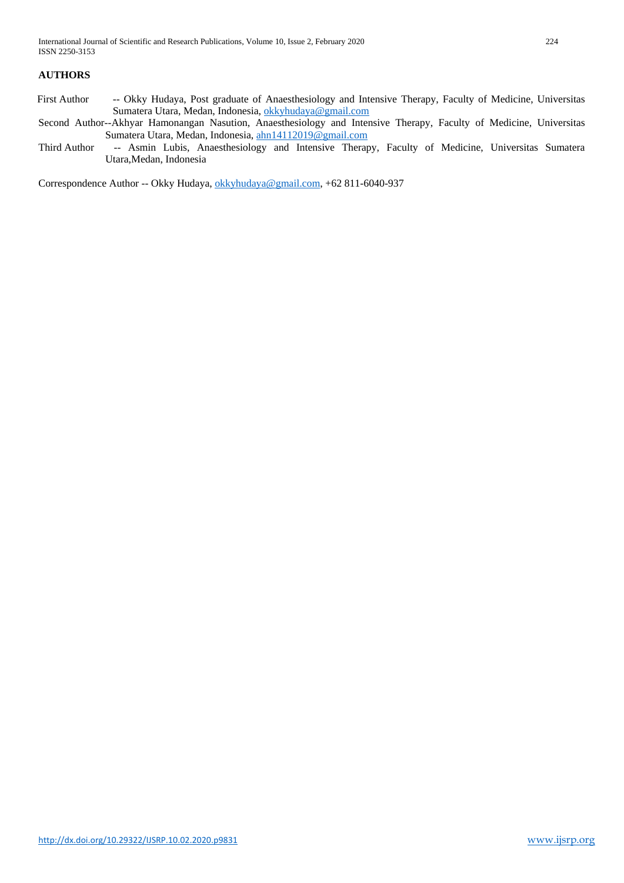**AUTHORS**

First Author -- Okky Hudaya, Post graduate of Anaesthesiology and Intensive Therapy, Faculty of Medicine, Universitas Sumatera Utara, Medan, Indonesia, okkyhudaya@gmail.com

Second Author--Akhyar Hamonangan Nasution, Anaesthesiology and Intensive Therapy, Faculty of Medicine, Universitas Sumatera Utara, Medan, Indonesia, ahn14112019@gmail.com

Third Author -- Asmin Lubis, Anaesthesiology and Intensive Therapy, Faculty of Medicine, Universitas Sumatera Utara,Medan, Indonesia

Correspondence Author -- Okky Hudaya, okkyhudaya@gmail.com, +62 811-6040-937